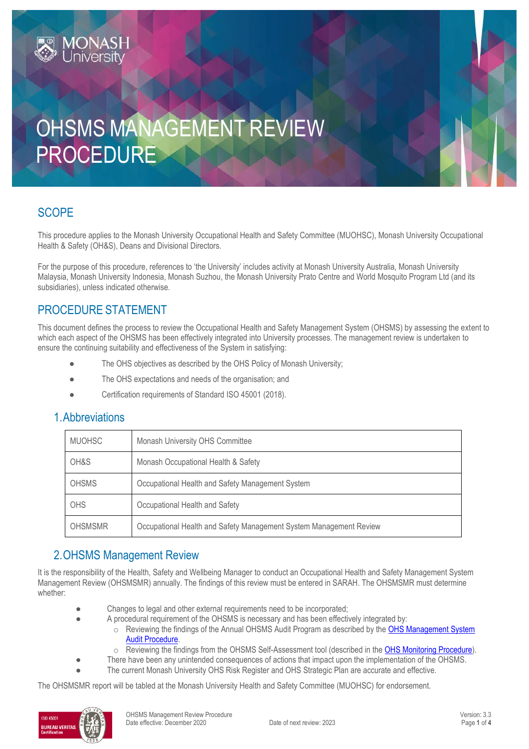# OHSMS MANAGEMENT REVIEW PROCEDURE

## SCOPE

This procedure applies to the Monash University Occupational Health and Safety Committee (MUOHSC), Monash University Occupational Health & Safety (OH&S), Deans and Divisional Directors.

For the purpose of this procedure, references to 'the University' includes activity at Monash University Australia, Monash University Malaysia, Monash University Indonesia, Monash Suzhou, the Monash University Prato Centre and World Mosquito Program Ltd (and its subsidiaries), unless indicated otherwise.

## PROCEDURE STATEMENT

This document defines the process to review the Occupational Health and Safety Management System (OHSMS) by assessing the extent to which each aspect of the OHSMS has been effectively integrated into University processes. The management review is undertaken to ensure the continuing suitability and effectiveness of the System in satisfying:

- The OHS objectives as described by the OHS Policy of Monash University;
- The OHS expectations and needs of the organisation; and
- Certification requirements of Standard ISO 45001 (2018).

### 1. Abbreviations

| | |
|---|---|
| MUOHSC | Monash University OHS Committee |
| OH&S | Monash Occupational Health & Safety |
| OHSMS | Occupational Health and Safety Management System |
| OHS | Occupational Health and Safety |
| OHSMSMR | Occupational Health and Safety Management System Management Review |

### 2. OHSMS Management Review

It is the responsibility of the Health, Safety and Wellbeing Manager to conduct an Occupational Health and Safety Management System Management Review (OHSMSMR) annually. The findings of this review must be entered in SARAH. The OHSMSMR must determine whether:

- Changes to legal and other external requirements need to be incorporated;
- A procedural requirement of the OHSMS is necessary and has been effectively integrated by:
  - Reviewing the findings of the Annual OHSMS Audit Program as described by the OHS Management System Audit Procedure.
  - Reviewing the findings from the OHSMS Self-Assessment tool (described in the OHS Monitoring Procedure).
- There have been any unintended consequences of actions that impact upon the implementation of the OHSMS.
- The current Monash University OHS Risk Register and OHS Strategic Plan are accurate and effective.

The OHSMSMR report will be tabled at the Monash University Health and Safety Committee (MUOHSC) for endorsement.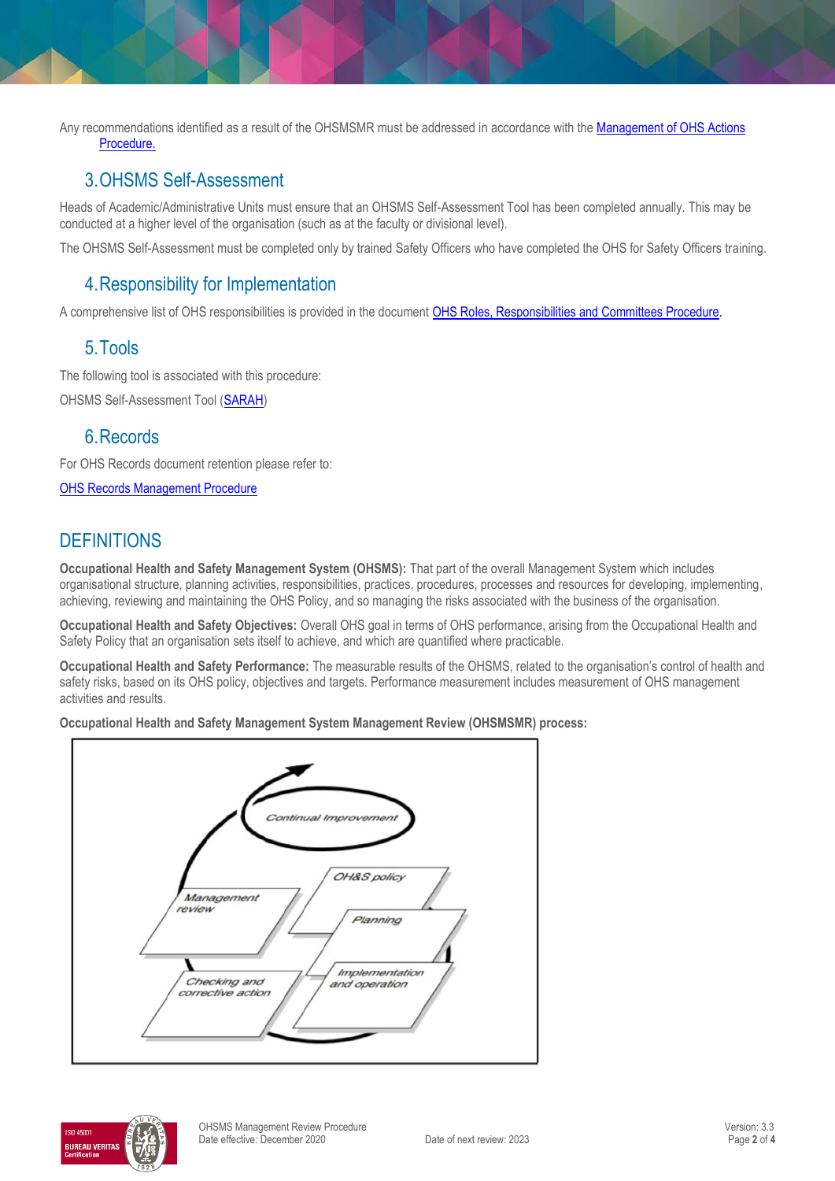Any recommendations identified as a result of the OHSMSMR must be addressed in accordance with the Management of OHS Actions Procedure.

## 3. OHSMS Self-Assessment

Heads of Academic/Administrative Units must ensure that an OHSMS Self-Assessment Tool has been completed annually. This may be conducted at a higher level of the organisation (such as at the faculty or divisional level).

The OHSMS Self-Assessment must be completed only by trained Safety Officers who have completed the OHS for Safety Officers training.

## 4. Responsibility for Implementation

A comprehensive list of OHS responsibilities is provided in the document OHS Roles, Responsibilities and Committees Procedure.

## 5. Tools

The following tool is associated with this procedure:

OHSMS Self-Assessment Tool (SARAH)

## 6. Records

For OHS Records document retention please refer to:

OHS Records Management Procedure

# DEFINITIONS

**Occupational Health and Safety Management System (OHSMS):** That part of the overall Management System which includes organisational structure, planning activities, responsibilities, practices, procedures, processes and resources for developing, implementing, achieving, reviewing and maintaining the OHS Policy, and so managing the risks associated with the business of the organisation.

**Occupational Health and Safety Objectives:** Overall OHS goal in terms of OHS performance, arising from the Occupational Health and Safety Policy that an organisation sets itself to achieve, and which are quantified where practicable.

**Occupational Health and Safety Performance:** The measurable results of the OHSMS, related to the organisation's control of health and safety risks, based on its OHS policy, objectives and targets. Performance measurement includes measurement of OHS management activities and results.

**Occupational Health and Safety Management System Management Review (OHSMSMR) process:**

Continual Improvement

OH&S policy

Planning

Implementation and operation

Checking and corrective action

Management review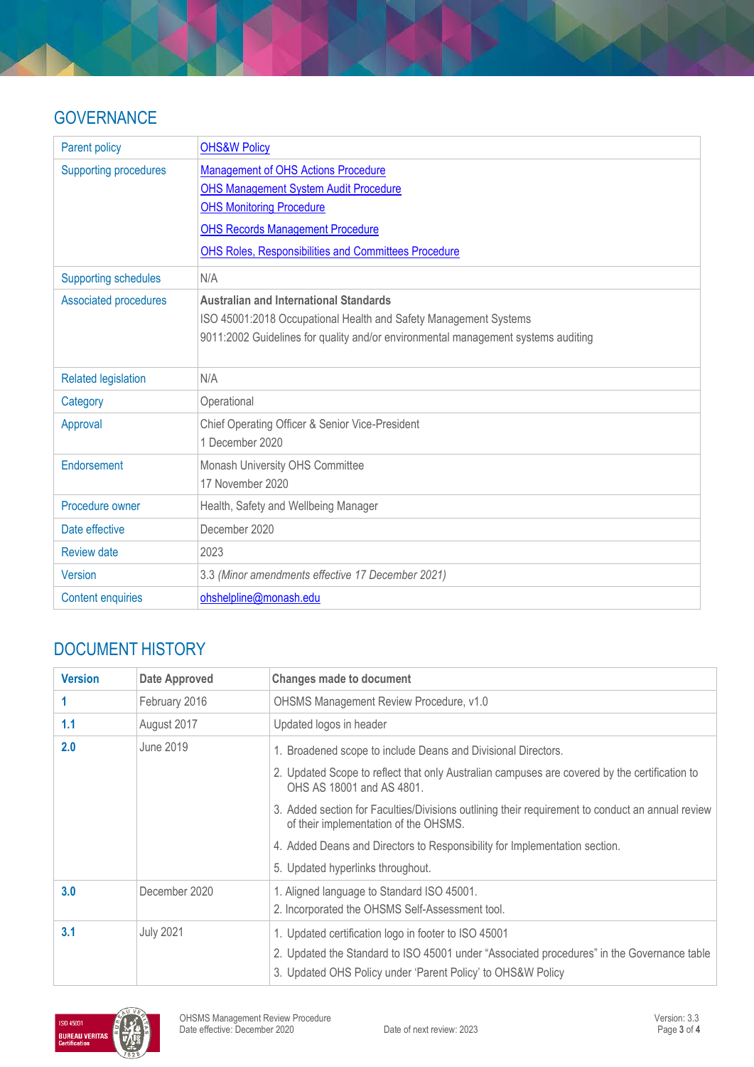## GOVERNANCE

| | |
|---|---|
| Parent policy | OHS&W Policy |
| Supporting procedures | Management of OHS Actions Procedure<br>OHS Management System Audit Procedure<br>OHS Monitoring Procedure<br>OHS Records Management Procedure<br>OHS Roles, Responsibilities and Committees Procedure |
| Supporting schedules | N/A |
| Associated procedures | **Australian and International Standards**<br>ISO 45001:2018 Occupational Health and Safety Management Systems<br>9011:2002 Guidelines for quality and/or environmental management systems auditing |
| Related legislation | N/A |
| Category | Operational |
| Approval | Chief Operating Officer & Senior Vice-President<br>1 December 2020 |
| Endorsement | Monash University OHS Committee<br>17 November 2020 |
| Procedure owner | Health, Safety and Wellbeing Manager |
| Date effective | December 2020 |
| Review date | 2023 |
| Version | 3.3 *(Minor amendments effective 17 December 2021)* |
| Content enquiries | ohshelpline@monash.edu |

## DOCUMENT HISTORY

| Version | Date Approved | Changes made to document |
|---|---|---|
| **1** | February 2016 | OHSMS Management Review Procedure, v1.0 |
| **1.1** | August 2017 | Updated logos in header |
| **2.0** | June 2019 | 1. Broadened scope to include Deans and Divisional Directors.<br>2. Updated Scope to reflect that only Australian campuses are covered by the certification to OHS AS 18001 and AS 4801.<br>3. Added section for Faculties/Divisions outlining their requirement to conduct an annual review of their implementation of the OHSMS.<br>4. Added Deans and Directors to Responsibility for Implementation section.<br>5. Updated hyperlinks throughout. |
| **3.0** | December 2020 | 1. Aligned language to Standard ISO 45001.<br>2. Incorporated the OHSMS Self-Assessment tool. |
| **3.1** | July 2021 | 1. Updated certification logo in footer to ISO 45001<br>2. Updated the Standard to ISO 45001 under "Associated procedures" in the Governance table<br>3. Updated OHS Policy under 'Parent Policy' to OHS&W Policy |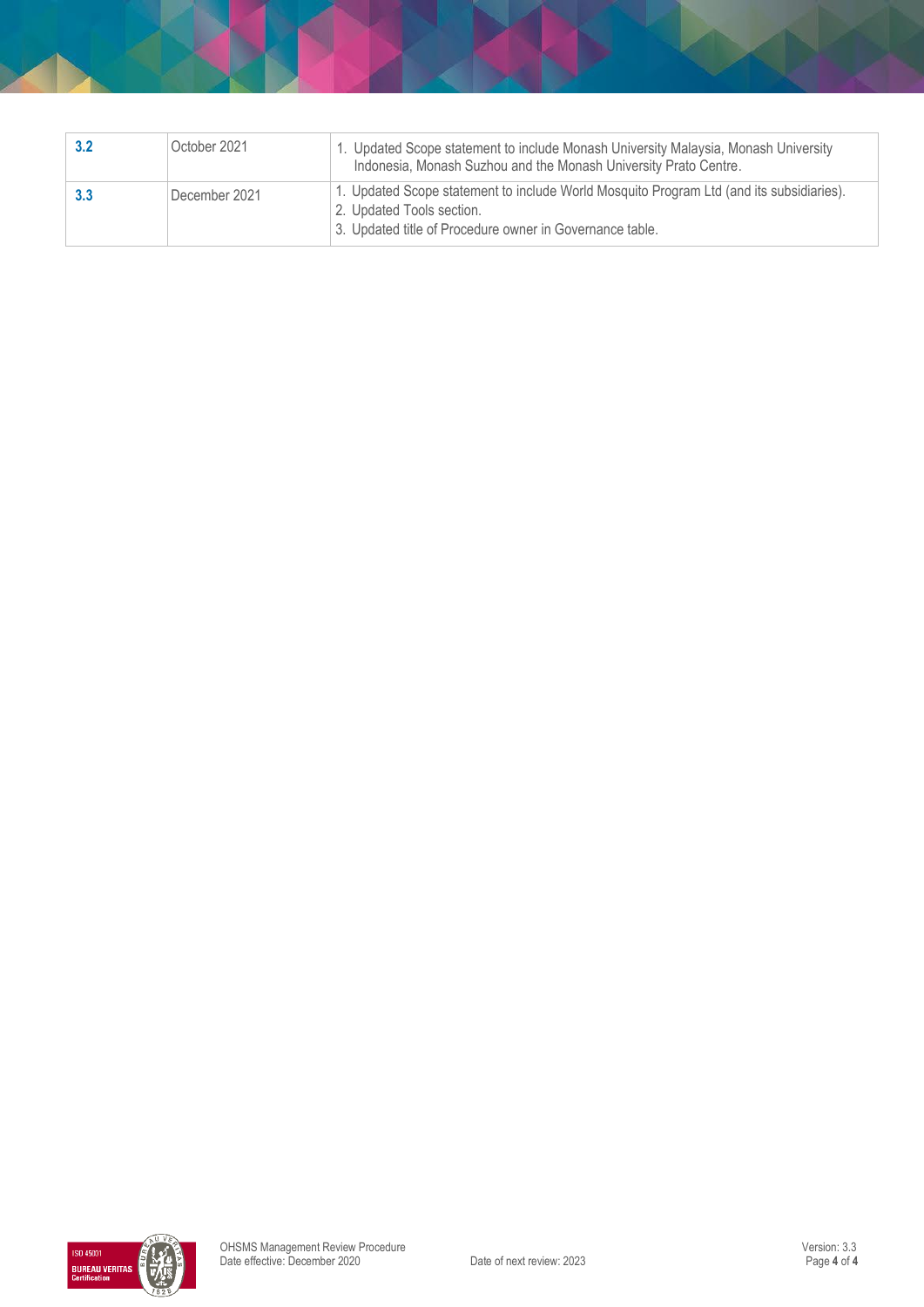| | | |
|---|---|---|
| **3.2** | October 2021 | 1. Updated Scope statement to include Monash University Malaysia, Monash University Indonesia, Monash Suzhou and the Monash University Prato Centre. |
| **3.3** | December 2021 | 1. Updated Scope statement to include World Mosquito Program Ltd (and its subsidiaries).<br>2. Updated Tools section.<br>3. Updated title of Procedure owner in Governance table. |